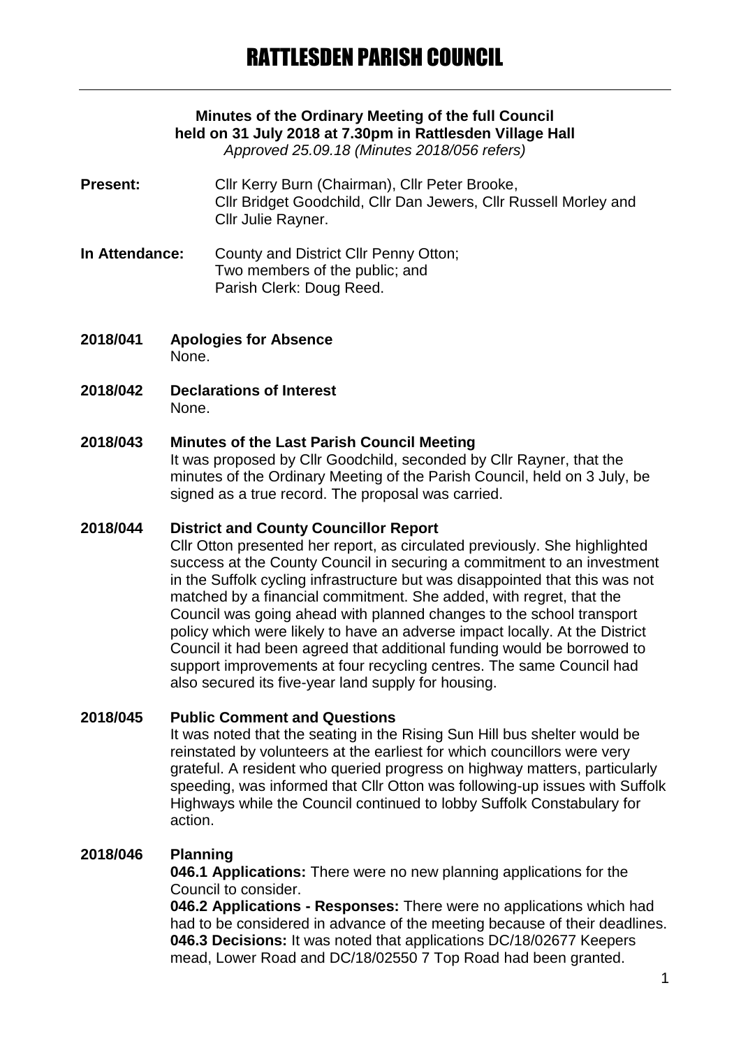# RATTLESDEN PARISH COUNCIL

**Minutes of the Ordinary Meeting of the full Council held on 31 July 2018 at 7.30pm in Rattlesden Village Hall**
*Approved 25.09.18 (Minutes 2018/056 refers)*

**Present:** Cllr Kerry Burn (Chairman), Cllr Peter Brooke, Cllr Bridget Goodchild, Cllr Dan Jewers, Cllr Russell Morley and Cllr Julie Rayner.

**In Attendance:** County and District Cllr Penny Otton; Two members of the public; and Parish Clerk: Doug Reed.

**2018/041 Apologies for Absence**
None.

**2018/042 Declarations of Interest**
None.

**2018/043 Minutes of the Last Parish Council Meeting**
It was proposed by Cllr Goodchild, seconded by Cllr Rayner, that the minutes of the Ordinary Meeting of the Parish Council, held on 3 July, be signed as a true record. The proposal was carried.

**2018/044 District and County Councillor Report**
Cllr Otton presented her report, as circulated previously. She highlighted success at the County Council in securing a commitment to an investment in the Suffolk cycling infrastructure but was disappointed that this was not matched by a financial commitment. She added, with regret, that the Council was going ahead with planned changes to the school transport policy which were likely to have an adverse impact locally. At the District Council it had been agreed that additional funding would be borrowed to support improvements at four recycling centres. The same Council had also secured its five-year land supply for housing.

**2018/045 Public Comment and Questions**
It was noted that the seating in the Rising Sun Hill bus shelter would be reinstated by volunteers at the earliest for which councillors were very grateful. A resident who queried progress on highway matters, particularly speeding, was informed that Cllr Otton was following-up issues with Suffolk Highways while the Council continued to lobby Suffolk Constabulary for action.

**2018/046 Planning**
**046.1 Applications:** There were no new planning applications for the Council to consider.
**046.2 Applications - Responses:** There were no applications which had had to be considered in advance of the meeting because of their deadlines.
**046.3 Decisions:** It was noted that applications DC/18/02677 Keepers mead, Lower Road and DC/18/02550 7 Top Road had been granted.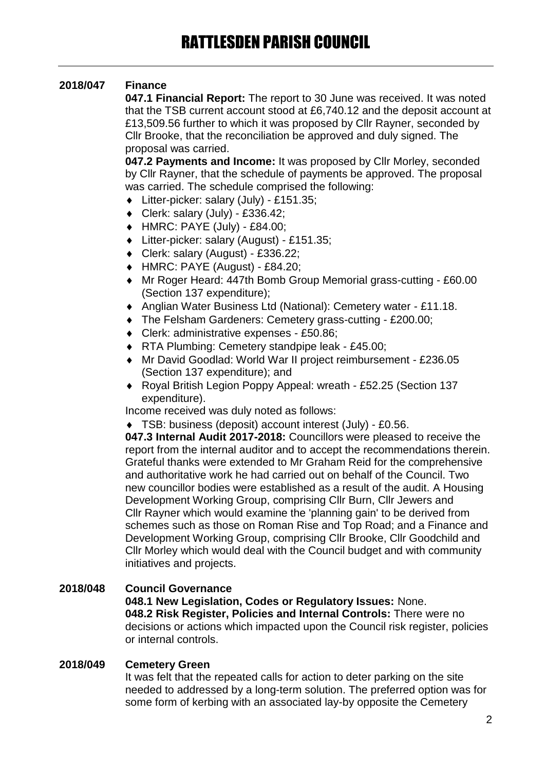**2018/047 Finance**

**047.1 Financial Report:** The report to 30 June was received. It was noted that the TSB current account stood at £6,740.12 and the deposit account at £13,509.56 further to which it was proposed by Cllr Rayner, seconded by Cllr Brooke, that the reconciliation be approved and duly signed. The proposal was carried.

**047.2 Payments and Income:** It was proposed by Cllr Morley, seconded by Cllr Rayner, that the schedule of payments be approved. The proposal was carried. The schedule comprised the following:

- Litter-picker: salary (July) - £151.35;
- Clerk: salary (July) - £336.42;
- HMRC: PAYE (July) - £84.00;
- Litter-picker: salary (August) - £151.35;
- Clerk: salary (August) - £336.22;
- HMRC: PAYE (August) - £84.20;
- Mr Roger Heard: 447th Bomb Group Memorial grass-cutting - £60.00 (Section 137 expenditure);
- Anglian Water Business Ltd (National): Cemetery water - £11.18.
- The Felsham Gardeners: Cemetery grass-cutting - £200.00;
- Clerk: administrative expenses - £50.86;
- RTA Plumbing: Cemetery standpipe leak - £45.00;
- Mr David Goodlad: World War II project reimbursement - £236.05 (Section 137 expenditure); and
- Royal British Legion Poppy Appeal: wreath - £52.25 (Section 137 expenditure).

Income received was duly noted as follows:

- TSB: business (deposit) account interest (July) - £0.56.

**047.3 Internal Audit 2017-2018:** Councillors were pleased to receive the report from the internal auditor and to accept the recommendations therein. Grateful thanks were extended to Mr Graham Reid for the comprehensive and authoritative work he had carried out on behalf of the Council. Two new councillor bodies were established as a result of the audit. A Housing Development Working Group, comprising Cllr Burn, Cllr Jewers and Cllr Rayner which would examine the 'planning gain' to be derived from schemes such as those on Roman Rise and Top Road; and a Finance and Development Working Group, comprising Cllr Brooke, Cllr Goodchild and Cllr Morley which would deal with the Council budget and with community initiatives and projects.

**2018/048 Council Governance**

**048.1 New Legislation, Codes or Regulatory Issues:** None.

**048.2 Risk Register, Policies and Internal Controls:** There were no decisions or actions which impacted upon the Council risk register, policies or internal controls.

**2018/049 Cemetery Green**

It was felt that the repeated calls for action to deter parking on the site needed to addressed by a long-term solution. The preferred option was for some form of kerbing with an associated lay-by opposite the Cemetery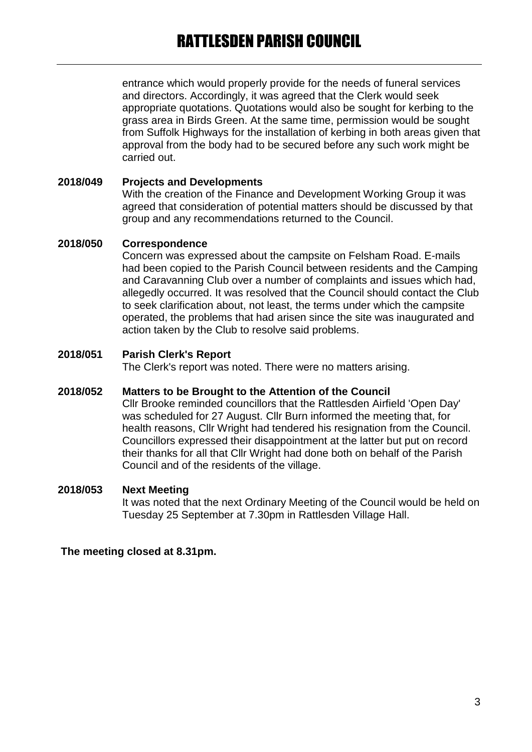entrance which would properly provide for the needs of funeral services and directors. Accordingly, it was agreed that the Clerk would seek appropriate quotations. Quotations would also be sought for kerbing to the grass area in Birds Green. At the same time, permission would be sought from Suffolk Highways for the installation of kerbing in both areas given that approval from the body had to be secured before any such work might be carried out.

**2018/049 Projects and Developments**

With the creation of the Finance and Development Working Group it was agreed that consideration of potential matters should be discussed by that group and any recommendations returned to the Council.

**2018/050 Correspondence**

Concern was expressed about the campsite on Felsham Road. E-mails had been copied to the Parish Council between residents and the Camping and Caravanning Club over a number of complaints and issues which had, allegedly occurred. It was resolved that the Council should contact the Club to seek clarification about, not least, the terms under which the campsite operated, the problems that had arisen since the site was inaugurated and action taken by the Club to resolve said problems.

**2018/051 Parish Clerk's Report**

The Clerk's report was noted. There were no matters arising.

**2018/052 Matters to be Brought to the Attention of the Council**

Cllr Brooke reminded councillors that the Rattlesden Airfield 'Open Day' was scheduled for 27 August. Cllr Burn informed the meeting that, for health reasons, Cllr Wright had tendered his resignation from the Council. Councillors expressed their disappointment at the latter but put on record their thanks for all that Cllr Wright had done both on behalf of the Parish Council and of the residents of the village.

**2018/053 Next Meeting**

It was noted that the next Ordinary Meeting of the Council would be held on Tuesday 25 September at 7.30pm in Rattlesden Village Hall.

**The meeting closed at 8.31pm.**